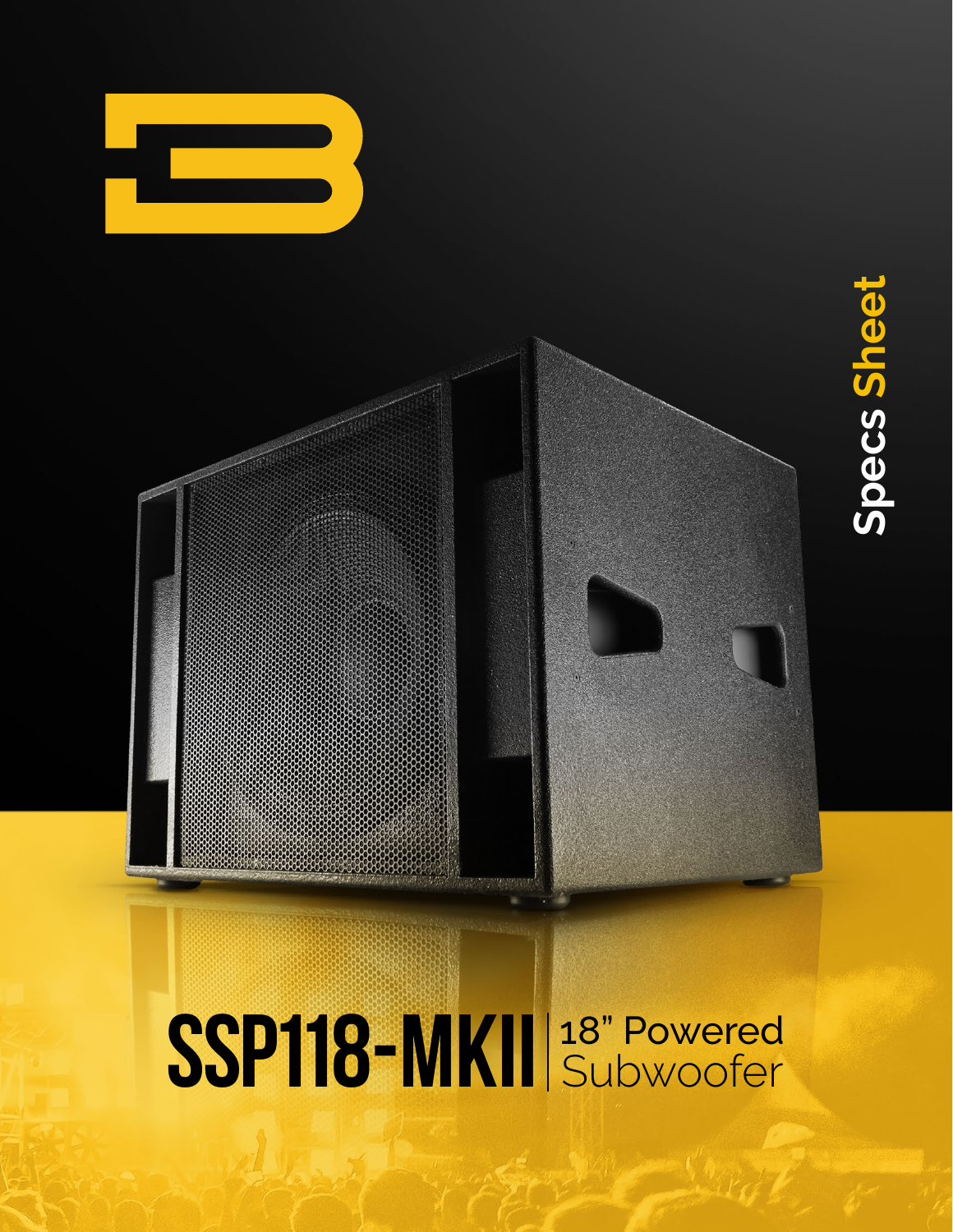Specs Sheet

# SSP118-MKII

18" Powered Subwoofer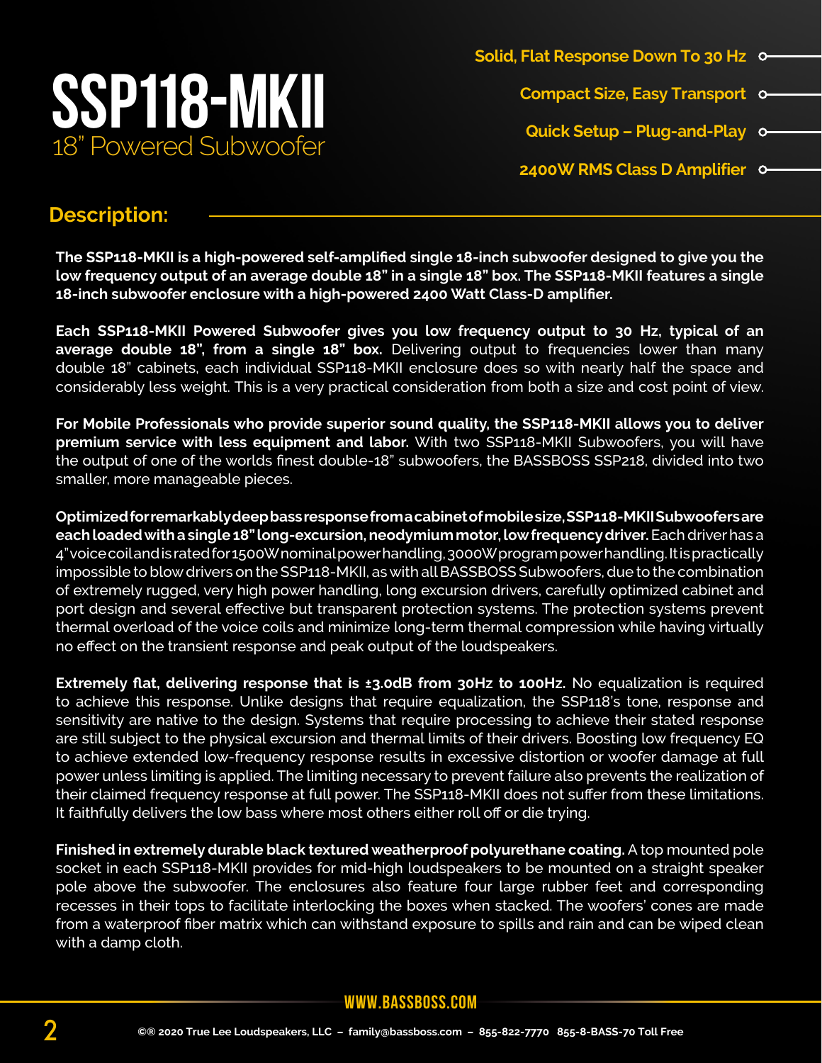# SSP118-MKII

18" Powered Subwoofer

- Solid, Flat Response Down To 30 Hz
- Compact Size, Easy Transport
- Quick Setup – Plug-and-Play
- 2400W RMS Class D Amplifier

## Description:

**The SSP118-MKII is a high-powered self-amplified single 18-inch subwoofer designed to give you the low frequency output of an average double 18" in a single 18" box. The SSP118-MKII features a single 18-inch subwoofer enclosure with a high-powered 2400 Watt Class-D amplifier.**

**Each SSP118-MKII Powered Subwoofer gives you low frequency output to 30 Hz, typical of an average double 18", from a single 18" box.** Delivering output to frequencies lower than many double 18" cabinets, each individual SSP118-MKII enclosure does so with nearly half the space and considerably less weight. This is a very practical consideration from both a size and cost point of view.

**For Mobile Professionals who provide superior sound quality, the SSP118-MKII allows you to deliver premium service with less equipment and labor.** With two SSP118-MKII Subwoofers, you will have the output of one of the worlds finest double-18" subwoofers, the BASSBOSS SSP218, divided into two smaller, more manageable pieces.

**Optimized for remarkably deep bass response from a cabinet of mobile size, SSP118-MKII Subwoofers are each loaded with a single 18" long-excursion, neodymium motor, low frequency driver.** Each driver has a 4" voice coil and is rated for 1500W nominal power handling, 3000W program power handling. It is practically impossible to blow drivers on the SSP118-MKII, as with all BASSBOSS Subwoofers, due to the combination of extremely rugged, very high power handling, long excursion drivers, carefully optimized cabinet and port design and several effective but transparent protection systems. The protection systems prevent thermal overload of the voice coils and minimize long-term thermal compression while having virtually no effect on the transient response and peak output of the loudspeakers.

**Extremely flat, delivering response that is ±3.0dB from 30Hz to 100Hz.** No equalization is required to achieve this response. Unlike designs that require equalization, the SSP118's tone, response and sensitivity are native to the design. Systems that require processing to achieve their stated response are still subject to the physical excursion and thermal limits of their drivers. Boosting low frequency EQ to achieve extended low-frequency response results in excessive distortion or woofer damage at full power unless limiting is applied. The limiting necessary to prevent failure also prevents the realization of their claimed frequency response at full power. The SSP118-MKII does not suffer from these limitations. It faithfully delivers the low bass where most others either roll off or die trying.

**Finished in extremely durable black textured weatherproof polyurethane coating.** A top mounted pole socket in each SSP118-MKII provides for mid-high loudspeakers to be mounted on a straight speaker pole above the subwoofer. The enclosures also feature four large rubber feet and corresponding recesses in their tops to facilitate interlocking the boxes when stacked. The woofers' cones are made from a waterproof fiber matrix which can withstand exposure to spills and rain and can be wiped clean with a damp cloth.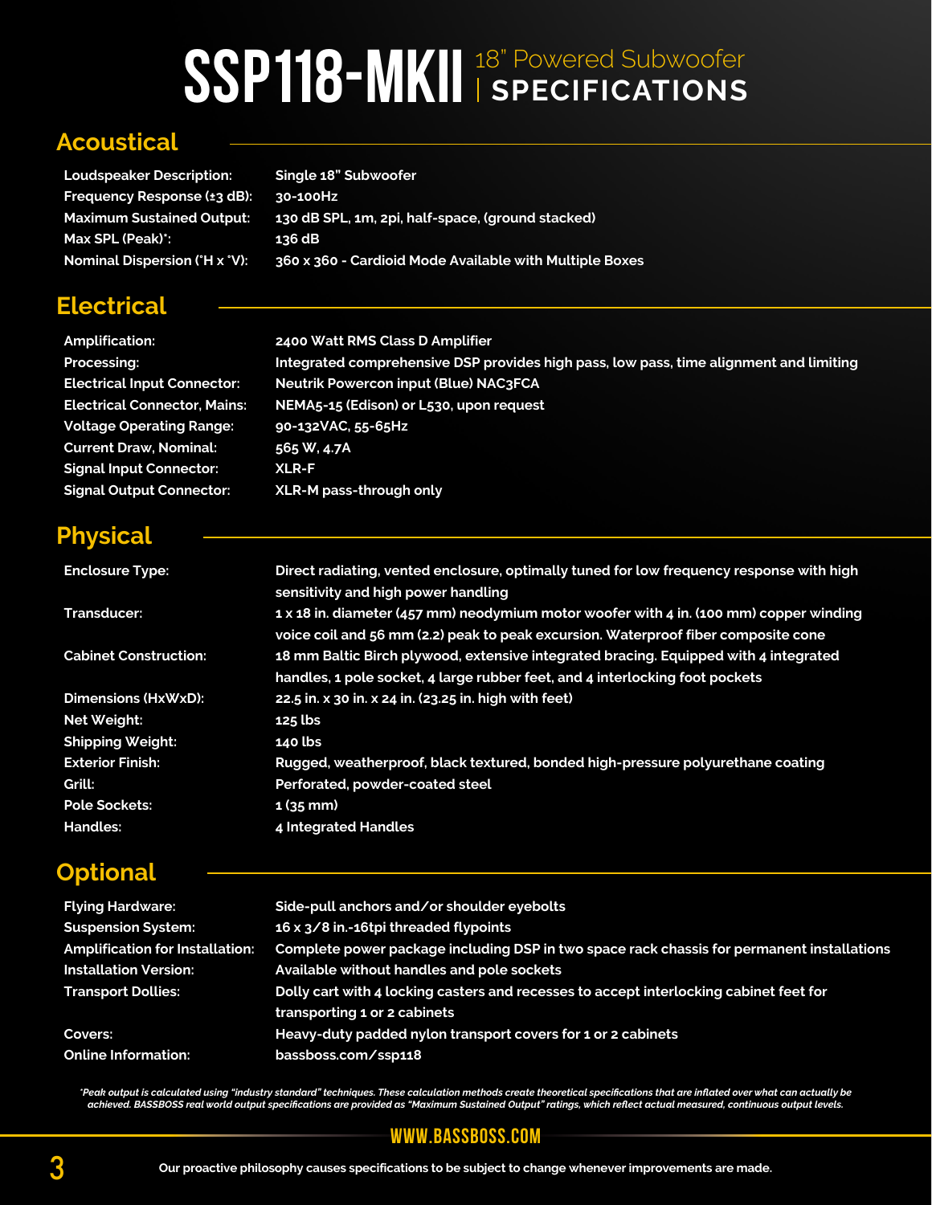# SSP118-MKII 18" Powered Subwoofer | SPECIFICATIONS

## Acoustical

| | |
|---|---|
| **Loudspeaker Description:** | **Single 18" Subwoofer** |
| **Frequency Response (±3 dB):** | **30-100Hz** |
| **Maximum Sustained Output:** | **130 dB SPL, 1m, 2pi, half-space, (ground stacked)** |
| **Max SPL (Peak)*:** | **136 dB** |
| **Nominal Dispersion (°H x °V):** | **360 x 360 - Cardioid Mode Available with Multiple Boxes** |

## Electrical

| | |
|---|---|
| **Amplification:** | **2400 Watt RMS Class D Amplifier** |
| **Processing:** | **Integrated comprehensive DSP provides high pass, low pass, time alignment and limiting** |
| **Electrical Input Connector:** | **Neutrik Powercon input (Blue) NAC3FCA** |
| **Electrical Connector, Mains:** | **NEMA5-15 (Edison) or L530, upon request** |
| **Voltage Operating Range:** | **90-132VAC, 55-65Hz** |
| **Current Draw, Nominal:** | **565 W, 4.7A** |
| **Signal Input Connector:** | **XLR-F** |
| **Signal Output Connector:** | **XLR-M pass-through only** |

## Physical

| | |
|---|---|
| **Enclosure Type:** | **Direct radiating, vented enclosure, optimally tuned for low frequency response with high sensitivity and high power handling** |
| **Transducer:** | **1 x 18 in. diameter (457 mm) neodymium motor woofer with 4 in. (100 mm) copper winding voice coil and 56 mm (2.2) peak to peak excursion. Waterproof fiber composite cone** |
| **Cabinet Construction:** | **18 mm Baltic Birch plywood, extensive integrated bracing. Equipped with 4 integrated handles, 1 pole socket, 4 large rubber feet, and 4 interlocking foot pockets** |
| **Dimensions (HxWxD):** | **22.5 in. x 30 in. x 24 in. (23.25 in. high with feet)** |
| **Net Weight:** | **125 lbs** |
| **Shipping Weight:** | **140 lbs** |
| **Exterior Finish:** | **Rugged, weatherproof, black textured, bonded high-pressure polyurethane coating** |
| **Grill:** | **Perforated, powder-coated steel** |
| **Pole Sockets:** | **1 (35 mm)** |
| **Handles:** | **4 Integrated Handles** |

## Optional

| | |
|---|---|
| **Flying Hardware:** | **Side-pull anchors and/or shoulder eyebolts** |
| **Suspension System:** | **16 x 3/8 in.-16tpi threaded flypoints** |
| **Amplification for Installation:** | **Complete power package including DSP in two space rack chassis for permanent installations** |
| **Installation Version:** | **Available without handles and pole sockets** |
| **Transport Dollies:** | **Dolly cart with 4 locking casters and recesses to accept interlocking cabinet feet for transporting 1 or 2 cabinets** |
| **Covers:** | **Heavy-duty padded nylon transport covers for 1 or 2 cabinets** |
| **Online Information:** | **bassboss.com/ssp118** |

*\*Peak output is calculated using "industry standard" techniques. These calculation methods create theoretical specifications that are inflated over what can actually be achieved. BASSBOSS real world output specifications are provided as "Maximum Sustained Output" ratings, which reflect actual measured, continuous output levels.*

WWW.BASSBOSS.COM

**Our proactive philosophy causes specifications to be subject to change whenever improvements are made.**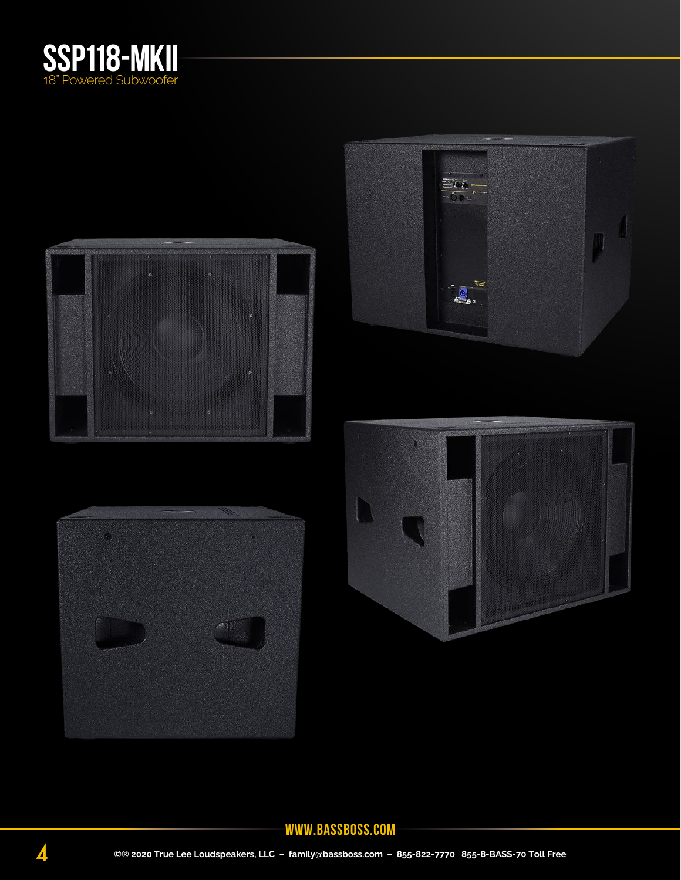# SSP118-MKII

18" Powered Subwoofer